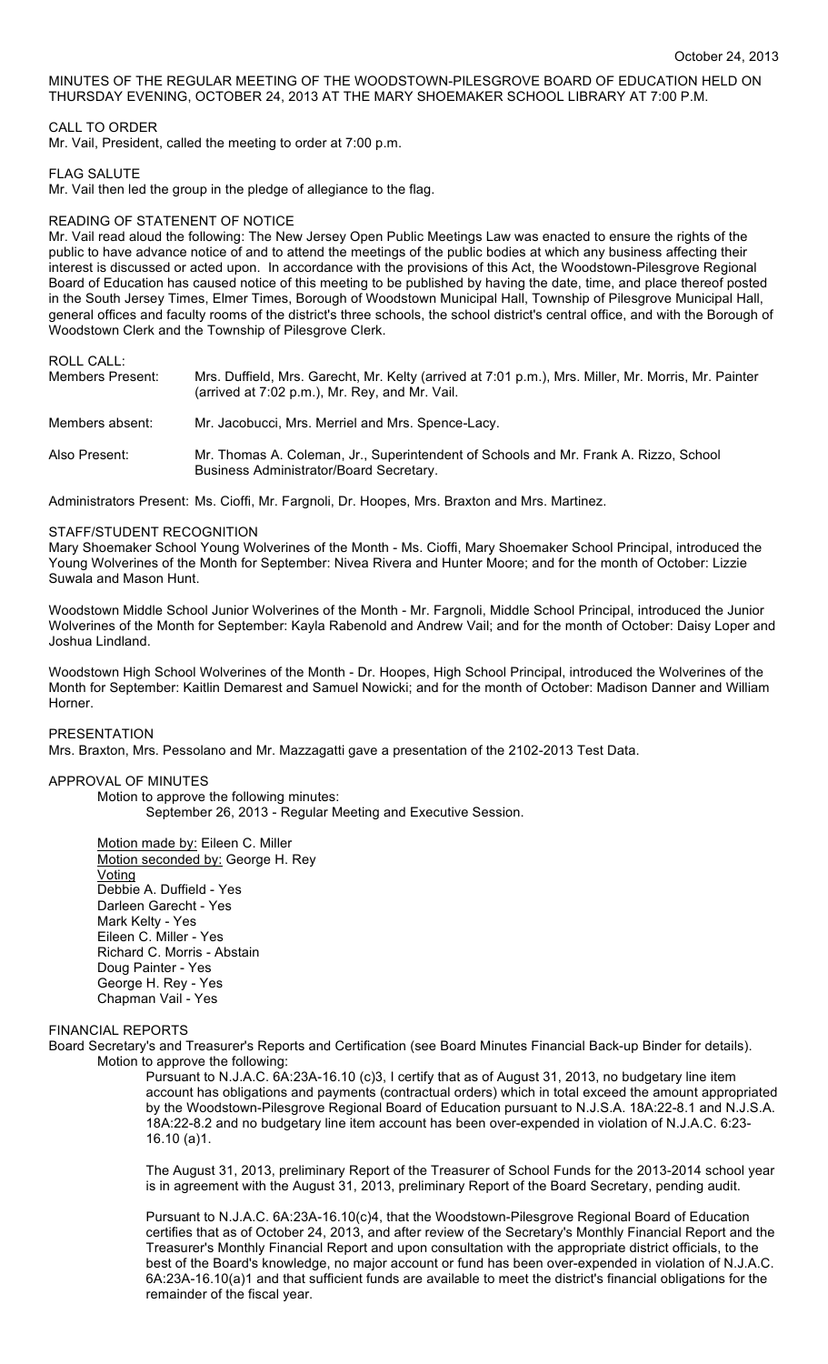October 24, 2013

MINUTES OF THE REGULAR MEETING OF THE WOODSTOWN-PILESGROVE BOARD OF EDUCATION HELD ON THURSDAY EVENING, OCTOBER 24, 2013 AT THE MARY SHOEMAKER SCHOOL LIBRARY AT 7:00 P.M.

CALL TO ORDER
Mr. Vail, President, called the meeting to order at 7:00 p.m.

FLAG SALUTE
Mr. Vail then led the group in the pledge of allegiance to the flag.

READING OF STATENENT OF NOTICE
Mr. Vail read aloud the following: The New Jersey Open Public Meetings Law was enacted to ensure the rights of the public to have advance notice of and to attend the meetings of the public bodies at which any business affecting their interest is discussed or acted upon. In accordance with the provisions of this Act, the Woodstown-Pilesgrove Regional Board of Education has caused notice of this meeting to be published by having the date, time, and place thereof posted in the South Jersey Times, Elmer Times, Borough of Woodstown Municipal Hall, Township of Pilesgrove Municipal Hall, general offices and faculty rooms of the district's three schools, the school district's central office, and with the Borough of Woodstown Clerk and the Township of Pilesgrove Clerk.

ROLL CALL:

Members Present: Mrs. Duffield, Mrs. Garecht, Mr. Kelty (arrived at 7:01 p.m.), Mrs. Miller, Mr. Morris, Mr. Painter (arrived at 7:02 p.m.), Mr. Rey, and Mr. Vail.

Members absent: Mr. Jacobucci, Mrs. Merriel and Mrs. Spence-Lacy.

Also Present: Mr. Thomas A. Coleman, Jr., Superintendent of Schools and Mr. Frank A. Rizzo, School Business Administrator/Board Secretary.

Administrators Present: Ms. Cioffi, Mr. Fargnoli, Dr. Hoopes, Mrs. Braxton and Mrs. Martinez.

STAFF/STUDENT RECOGNITION
Mary Shoemaker School Young Wolverines of the Month - Ms. Cioffi, Mary Shoemaker School Principal, introduced the Young Wolverines of the Month for September: Nivea Rivera and Hunter Moore; and for the month of October: Lizzie Suwala and Mason Hunt.

Woodstown Middle School Junior Wolverines of the Month - Mr. Fargnoli, Middle School Principal, introduced the Junior Wolverines of the Month for September: Kayla Rabenold and Andrew Vail; and for the month of October: Daisy Loper and Joshua Lindland.

Woodstown High School Wolverines of the Month - Dr. Hoopes, High School Principal, introduced the Wolverines of the Month for September: Kaitlin Demarest and Samuel Nowicki; and for the month of October: Madison Danner and William Horner.

PRESENTATION
Mrs. Braxton, Mrs. Pessolano and Mr. Mazzagatti gave a presentation of the 2102-2013 Test Data.

APPROVAL OF MINUTES
Motion to approve the following minutes:
September 26, 2013 - Regular Meeting and Executive Session.

Motion made by: Eileen C. Miller
Motion seconded by: George H. Rey
Voting
Debbie A. Duffield - Yes
Darleen Garecht - Yes
Mark Kelty - Yes
Eileen C. Miller - Yes
Richard C. Morris - Abstain
Doug Painter - Yes
George H. Rey - Yes
Chapman Vail - Yes

FINANCIAL REPORTS
Board Secretary's and Treasurer's Reports and Certification (see Board Minutes Financial Back-up Binder for details).
Motion to approve the following:

Pursuant to N.J.A.C. 6A:23A-16.10 (c)3, I certify that as of August 31, 2013, no budgetary line item account has obligations and payments (contractual orders) which in total exceed the amount appropriated by the Woodstown-Pilesgrove Regional Board of Education pursuant to N.J.S.A. 18A:22-8.1 and N.J.S.A. 18A:22-8.2 and no budgetary line item account has been over-expended in violation of N.J.A.C. 6:23-16.10 (a)1.

The August 31, 2013, preliminary Report of the Treasurer of School Funds for the 2013-2014 school year is in agreement with the August 31, 2013, preliminary Report of the Board Secretary, pending audit.

Pursuant to N.J.A.C. 6A:23A-16.10(c)4, that the Woodstown-Pilesgrove Regional Board of Education certifies that as of October 24, 2013, and after review of the Secretary's Monthly Financial Report and the Treasurer's Monthly Financial Report and upon consultation with the appropriate district officials, to the best of the Board's knowledge, no major account or fund has been over-expended in violation of N.J.A.C. 6A:23A-16.10(a)1 and that sufficient funds are available to meet the district's financial obligations for the remainder of the fiscal year.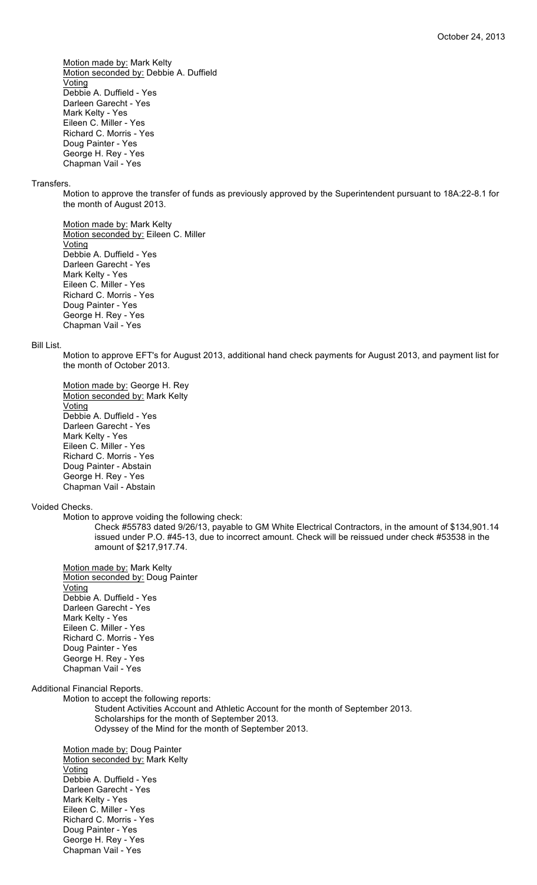Motion made by: Mark Kelty
Motion seconded by: Debbie A. Duffield
Voting
Debbie A. Duffield - Yes
Darleen Garecht - Yes
Mark Kelty - Yes
Eileen C. Miller - Yes
Richard C. Morris - Yes
Doug Painter - Yes
George H. Rey - Yes
Chapman Vail - Yes

Transfers.

Motion to approve the transfer of funds as previously approved by the Superintendent pursuant to 18A:22-8.1 for the month of August 2013.

Motion made by: Mark Kelty
Motion seconded by: Eileen C. Miller
Voting
Debbie A. Duffield - Yes
Darleen Garecht - Yes
Mark Kelty - Yes
Eileen C. Miller - Yes
Richard C. Morris - Yes
Doug Painter - Yes
George H. Rey - Yes
Chapman Vail - Yes

Bill List.

Motion to approve EFT's for August 2013, additional hand check payments for August 2013, and payment list for the month of October 2013.

Motion made by: George H. Rey
Motion seconded by: Mark Kelty
Voting
Debbie A. Duffield - Yes
Darleen Garecht - Yes
Mark Kelty - Yes
Eileen C. Miller - Yes
Richard C. Morris - Yes
Doug Painter - Abstain
George H. Rey - Yes
Chapman Vail - Abstain

Voided Checks.

Motion to approve voiding the following check:

Check #55783 dated 9/26/13, payable to GM White Electrical Contractors, in the amount of $134,901.14 issued under P.O. #45-13, due to incorrect amount. Check will be reissued under check #53538 in the amount of $217,917.74.

Motion made by: Mark Kelty
Motion seconded by: Doug Painter
Voting
Debbie A. Duffield - Yes
Darleen Garecht - Yes
Mark Kelty - Yes
Eileen C. Miller - Yes
Richard C. Morris - Yes
Doug Painter - Yes
George H. Rey - Yes
Chapman Vail - Yes

Additional Financial Reports.

Motion to accept the following reports:

Student Activities Account and Athletic Account for the month of September 2013.
Scholarships for the month of September 2013.
Odyssey of the Mind for the month of September 2013.

Motion made by: Doug Painter
Motion seconded by: Mark Kelty
Voting
Debbie A. Duffield - Yes
Darleen Garecht - Yes
Mark Kelty - Yes
Eileen C. Miller - Yes
Richard C. Morris - Yes
Doug Painter - Yes
George H. Rey - Yes
Chapman Vail - Yes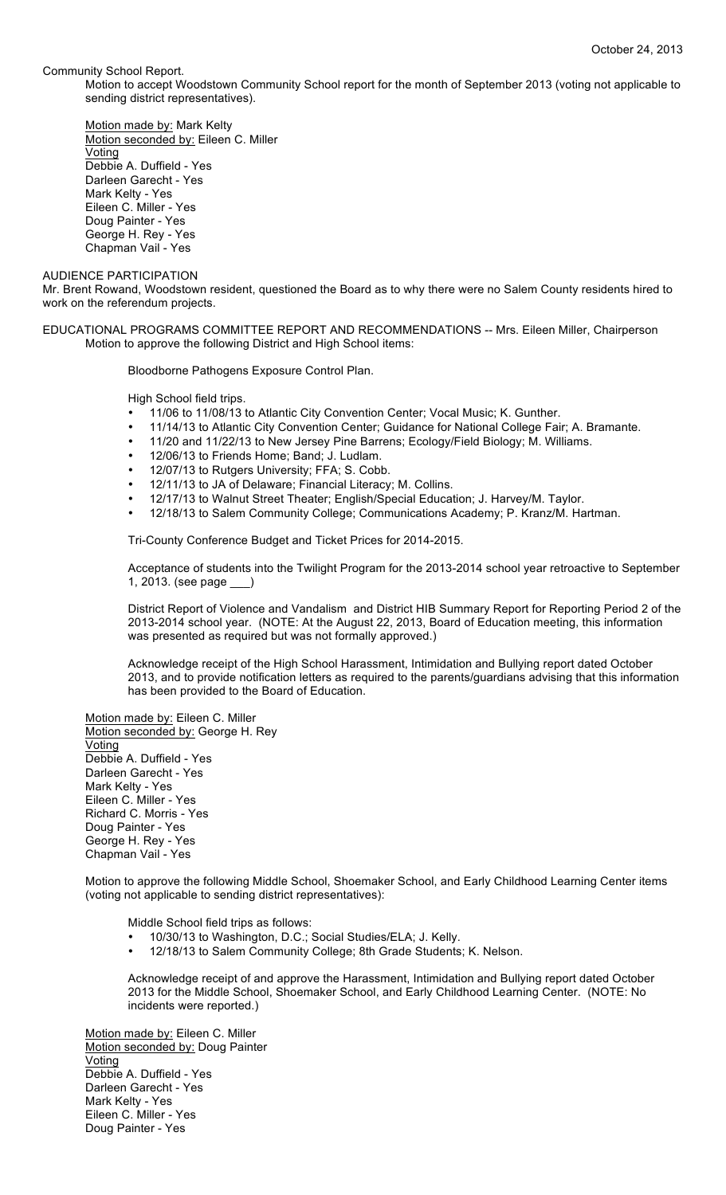October 24, 2013

Community School Report.

Motion to accept Woodstown Community School report for the month of September 2013 (voting not applicable to sending district representatives).

Motion made by: Mark Kelty
Motion seconded by: Eileen C. Miller
Voting
Debbie A. Duffield - Yes
Darleen Garecht - Yes
Mark Kelty - Yes
Eileen C. Miller - Yes
Doug Painter - Yes
George H. Rey - Yes
Chapman Vail - Yes

AUDIENCE PARTICIPATION

Mr. Brent Rowand, Woodstown resident, questioned the Board as to why there were no Salem County residents hired to work on the referendum projects.

EDUCATIONAL PROGRAMS COMMITTEE REPORT AND RECOMMENDATIONS -- Mrs. Eileen Miller, Chairperson

Motion to approve the following District and High School items:

Bloodborne Pathogens Exposure Control Plan.

High School field trips.

- 11/06 to 11/08/13 to Atlantic City Convention Center; Vocal Music; K. Gunther.
- 11/14/13 to Atlantic City Convention Center; Guidance for National College Fair; A. Bramante.
- 11/20 and 11/22/13 to New Jersey Pine Barrens; Ecology/Field Biology; M. Williams.
- 12/06/13 to Friends Home; Band; J. Ludlam.
- 12/07/13 to Rutgers University; FFA; S. Cobb.
- 12/11/13 to JA of Delaware; Financial Literacy; M. Collins.
- 12/17/13 to Walnut Street Theater; English/Special Education; J. Harvey/M. Taylor.
- 12/18/13 to Salem Community College; Communications Academy; P. Kranz/M. Hartman.

Tri-County Conference Budget and Ticket Prices for 2014-2015.

Acceptance of students into the Twilight Program for the 2013-2014 school year retroactive to September 1, 2013. (see page ___)

District Report of Violence and Vandalism and District HIB Summary Report for Reporting Period 2 of the 2013-2014 school year. (NOTE: At the August 22, 2013, Board of Education meeting, this information was presented as required but was not formally approved.)

Acknowledge receipt of the High School Harassment, Intimidation and Bullying report dated October 2013, and to provide notification letters as required to the parents/guardians advising that this information has been provided to the Board of Education.

Motion made by: Eileen C. Miller
Motion seconded by: George H. Rey
Voting
Debbie A. Duffield - Yes
Darleen Garecht - Yes
Mark Kelty - Yes
Eileen C. Miller - Yes
Richard C. Morris - Yes
Doug Painter - Yes
George H. Rey - Yes
Chapman Vail - Yes

Motion to approve the following Middle School, Shoemaker School, and Early Childhood Learning Center items (voting not applicable to sending district representatives):

Middle School field trips as follows:

- 10/30/13 to Washington, D.C.; Social Studies/ELA; J. Kelly.
- 12/18/13 to Salem Community College; 8th Grade Students; K. Nelson.

Acknowledge receipt of and approve the Harassment, Intimidation and Bullying report dated October 2013 for the Middle School, Shoemaker School, and Early Childhood Learning Center. (NOTE: No incidents were reported.)

Motion made by: Eileen C. Miller
Motion seconded by: Doug Painter
Voting
Debbie A. Duffield - Yes
Darleen Garecht - Yes
Mark Kelty - Yes
Eileen C. Miller - Yes
Doug Painter - Yes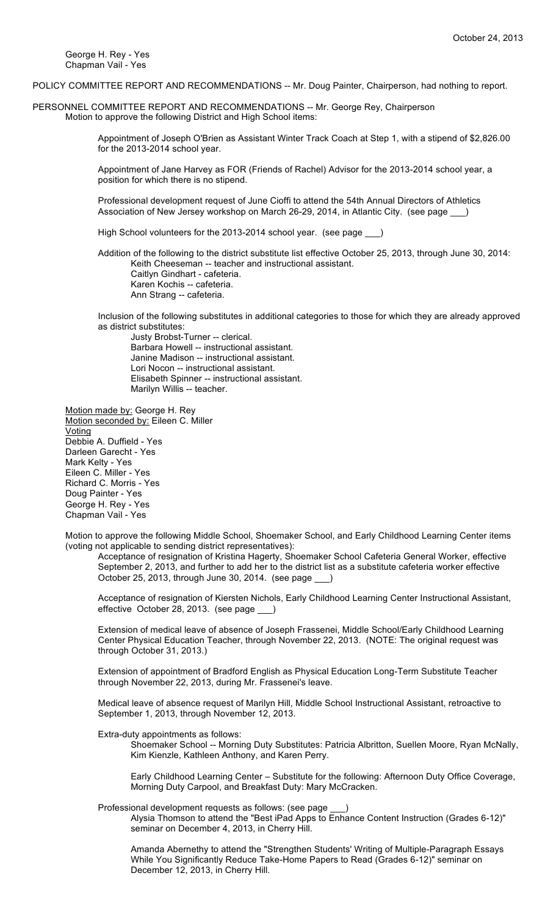George H. Rey - Yes
Chapman Vail - Yes

POLICY COMMITTEE REPORT AND RECOMMENDATIONS -- Mr. Doug Painter, Chairperson, had nothing to report.

PERSONNEL COMMITTEE REPORT AND RECOMMENDATIONS -- Mr. George Rey, Chairperson

Motion to approve the following District and High School items:

Appointment of Joseph O'Brien as Assistant Winter Track Coach at Step 1, with a stipend of $2,826.00 for the 2013-2014 school year.

Appointment of Jane Harvey as FOR (Friends of Rachel) Advisor for the 2013-2014 school year, a position for which there is no stipend.

Professional development request of June Cioffi to attend the 54th Annual Directors of Athletics Association of New Jersey workshop on March 26-29, 2014, in Atlantic City. (see page ___)

High School volunteers for the 2013-2014 school year. (see page ___)

Addition of the following to the district substitute list effective October 25, 2013, through June 30, 2014:

- Keith Cheeseman -- teacher and instructional assistant.
- Caitlyn Gindhart - cafeteria.
- Karen Kochis -- cafeteria.
- Ann Strang -- cafeteria.

Inclusion of the following substitutes in additional categories to those for which they are already approved as district substitutes:

- Justy Brobst-Turner -- clerical.
- Barbara Howell -- instructional assistant.
- Janine Madison -- instructional assistant.
- Lori Nocon -- instructional assistant.
- Elisabeth Spinner -- instructional assistant.
- Marilyn Willis -- teacher.

Motion made by: George H. Rey
Motion seconded by: Eileen C. Miller
Voting
Debbie A. Duffield - Yes
Darleen Garecht - Yes
Mark Kelty - Yes
Eileen C. Miller - Yes
Richard C. Morris - Yes
Doug Painter - Yes
George H. Rey - Yes
Chapman Vail - Yes

Motion to approve the following Middle School, Shoemaker School, and Early Childhood Learning Center items (voting not applicable to sending district representatives):

Acceptance of resignation of Kristina Hagerty, Shoemaker School Cafeteria General Worker, effective September 2, 2013, and further to add her to the district list as a substitute cafeteria worker effective October 25, 2013, through June 30, 2014. (see page ___)

Acceptance of resignation of Kiersten Nichols, Early Childhood Learning Center Instructional Assistant, effective October 28, 2013. (see page ___)

Extension of medical leave of absence of Joseph Frassenei, Middle School/Early Childhood Learning Center Physical Education Teacher, through November 22, 2013. (NOTE: The original request was through October 31, 2013.)

Extension of appointment of Bradford English as Physical Education Long-Term Substitute Teacher through November 22, 2013, during Mr. Frassenei's leave.

Medical leave of absence request of Marilyn Hill, Middle School Instructional Assistant, retroactive to September 1, 2013, through November 12, 2013.

Extra-duty appointments as follows:

Shoemaker School -- Morning Duty Substitutes: Patricia Albritton, Suellen Moore, Ryan McNally, Kim Kienzle, Kathleen Anthony, and Karen Perry.

Early Childhood Learning Center – Substitute for the following: Afternoon Duty Office Coverage, Morning Duty Carpool, and Breakfast Duty: Mary McCracken.

Professional development requests as follows: (see page ___)

Alysia Thomson to attend the "Best iPad Apps to Enhance Content Instruction (Grades 6-12)" seminar on December 4, 2013, in Cherry Hill.

Amanda Abernethy to attend the "Strengthen Students' Writing of Multiple-Paragraph Essays While You Significantly Reduce Take-Home Papers to Read (Grades 6-12)" seminar on December 12, 2013, in Cherry Hill.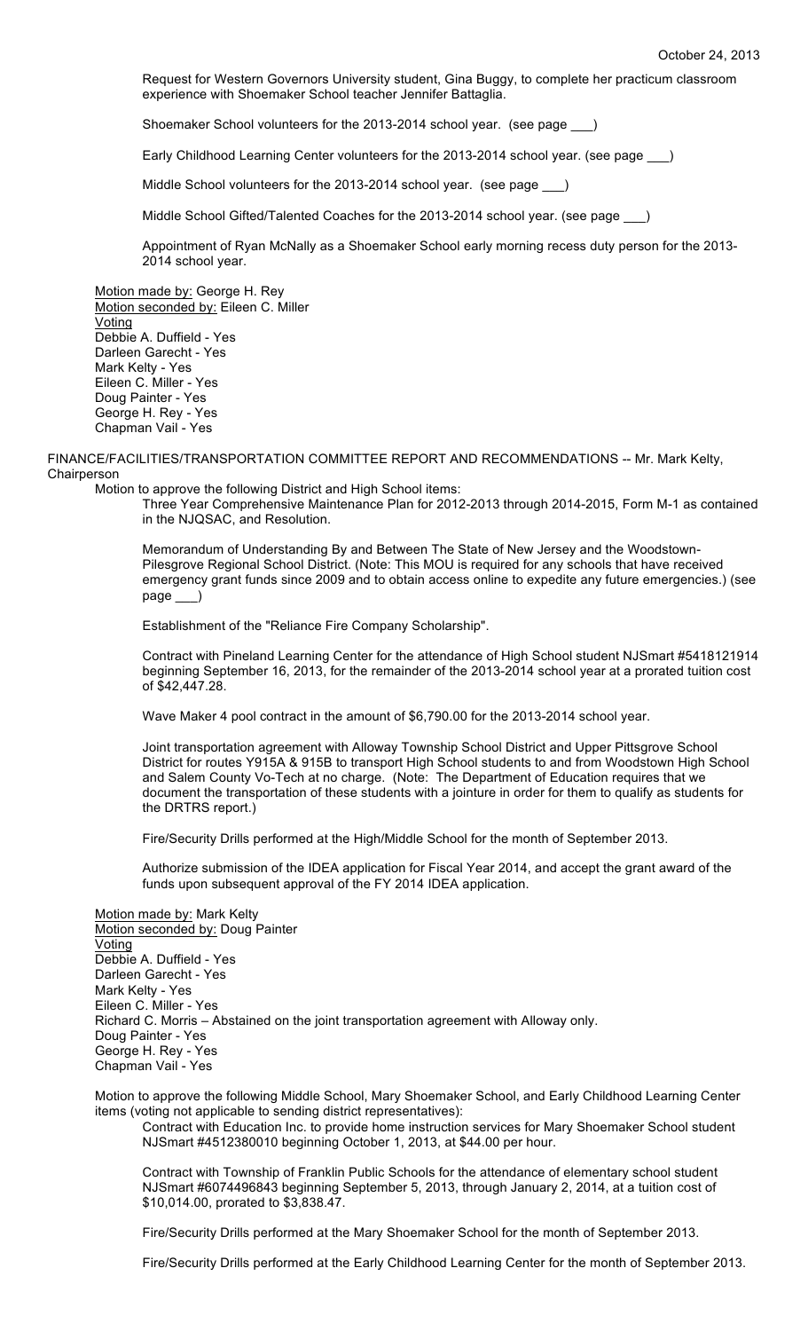Request for Western Governors University student, Gina Buggy, to complete her practicum classroom experience with Shoemaker School teacher Jennifer Battaglia.

Shoemaker School volunteers for the 2013-2014 school year. (see page ___)

Early Childhood Learning Center volunteers for the 2013-2014 school year. (see page ___)

Middle School volunteers for the 2013-2014 school year. (see page ___)

Middle School Gifted/Talented Coaches for the 2013-2014 school year. (see page ___)

Appointment of Ryan McNally as a Shoemaker School early morning recess duty person for the 2013-2014 school year.

Motion made by: George H. Rey
Motion seconded by: Eileen C. Miller
Voting
Debbie A. Duffield - Yes
Darleen Garecht - Yes
Mark Kelty - Yes
Eileen C. Miller - Yes
Doug Painter - Yes
George H. Rey - Yes
Chapman Vail - Yes

FINANCE/FACILITIES/TRANSPORTATION COMMITTEE REPORT AND RECOMMENDATIONS -- Mr. Mark Kelty, Chairperson

Motion to approve the following District and High School items:

Three Year Comprehensive Maintenance Plan for 2012-2013 through 2014-2015, Form M-1 as contained in the NJQSAC, and Resolution.

Memorandum of Understanding By and Between The State of New Jersey and the Woodstown-Pilesgrove Regional School District. (Note: This MOU is required for any schools that have received emergency grant funds since 2009 and to obtain access online to expedite any future emergencies.) (see page ___)

Establishment of the "Reliance Fire Company Scholarship".

Contract with Pineland Learning Center for the attendance of High School student NJSmart #5418121914 beginning September 16, 2013, for the remainder of the 2013-2014 school year at a prorated tuition cost of $42,447.28.

Wave Maker 4 pool contract in the amount of $6,790.00 for the 2013-2014 school year.

Joint transportation agreement with Alloway Township School District and Upper Pittsgrove School District for routes Y915A & 915B to transport High School students to and from Woodstown High School and Salem County Vo-Tech at no charge. (Note: The Department of Education requires that we document the transportation of these students with a jointure in order for them to qualify as students for the DRTRS report.)

Fire/Security Drills performed at the High/Middle School for the month of September 2013.

Authorize submission of the IDEA application for Fiscal Year 2014, and accept the grant award of the funds upon subsequent approval of the FY 2014 IDEA application.

Motion made by: Mark Kelty
Motion seconded by: Doug Painter
Voting
Debbie A. Duffield - Yes
Darleen Garecht - Yes
Mark Kelty - Yes
Eileen C. Miller - Yes
Richard C. Morris – Abstained on the joint transportation agreement with Alloway only.
Doug Painter - Yes
George H. Rey - Yes
Chapman Vail - Yes

Motion to approve the following Middle School, Mary Shoemaker School, and Early Childhood Learning Center items (voting not applicable to sending district representatives):

Contract with Education Inc. to provide home instruction services for Mary Shoemaker School student NJSmart #4512380010 beginning October 1, 2013, at $44.00 per hour.

Contract with Township of Franklin Public Schools for the attendance of elementary school student NJSmart #6074496843 beginning September 5, 2013, through January 2, 2014, at a tuition cost of $10,014.00, prorated to $3,838.47.

Fire/Security Drills performed at the Mary Shoemaker School for the month of September 2013.

Fire/Security Drills performed at the Early Childhood Learning Center for the month of September 2013.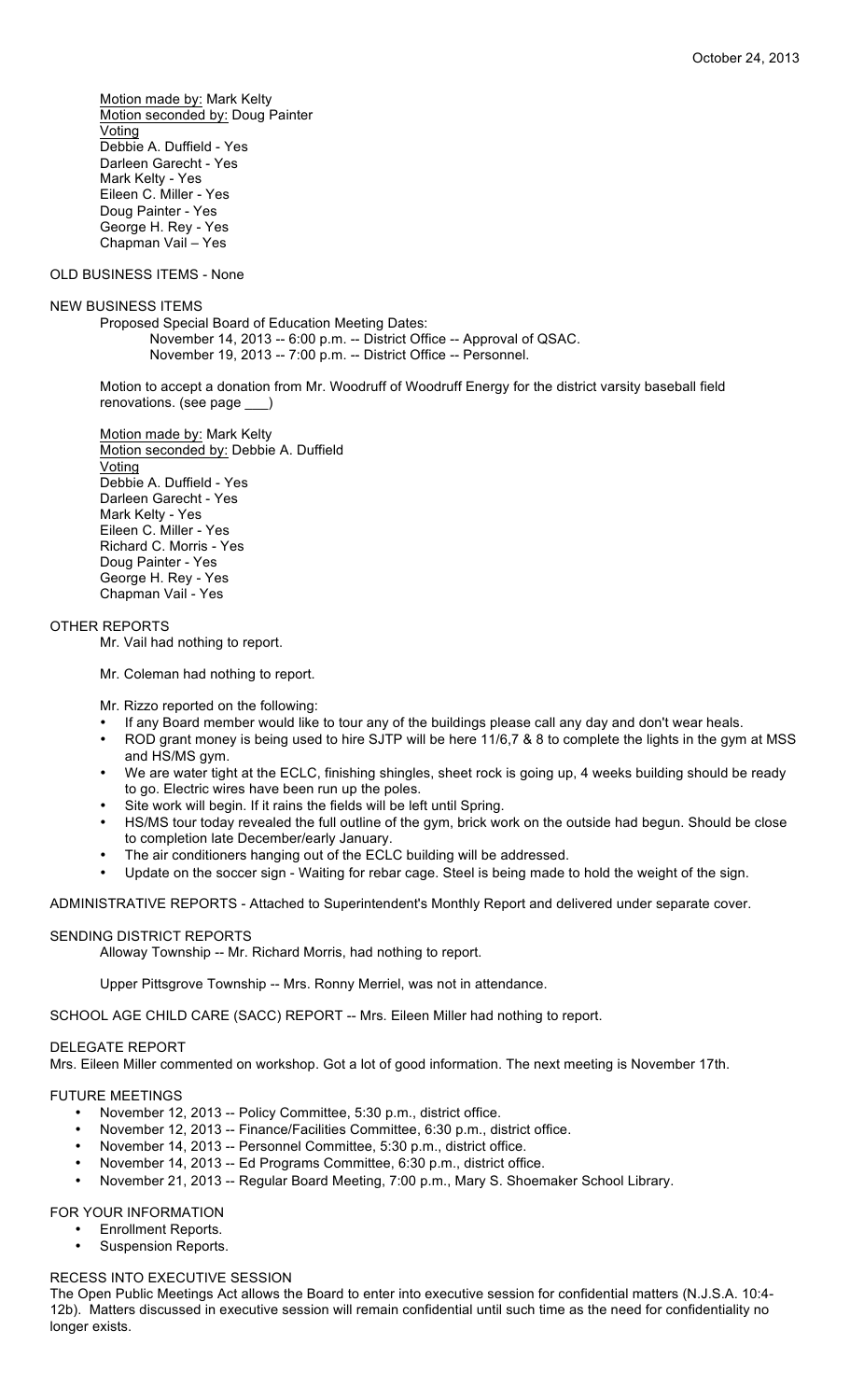Motion made by: Mark Kelty
Motion seconded by: Doug Painter
Voting
Debbie A. Duffield - Yes
Darleen Garecht - Yes
Mark Kelty - Yes
Eileen C. Miller - Yes
Doug Painter - Yes
George H. Rey - Yes
Chapman Vail – Yes

OLD BUSINESS ITEMS - None

NEW BUSINESS ITEMS

Proposed Special Board of Education Meeting Dates:
November 14, 2013 -- 6:00 p.m. -- District Office -- Approval of QSAC.
November 19, 2013 -- 7:00 p.m. -- District Office -- Personnel.

Motion to accept a donation from Mr. Woodruff of Woodruff Energy for the district varsity baseball field renovations. (see page ___)

Motion made by: Mark Kelty
Motion seconded by: Debbie A. Duffield
Voting
Debbie A. Duffield - Yes
Darleen Garecht - Yes
Mark Kelty - Yes
Eileen C. Miller - Yes
Richard C. Morris - Yes
Doug Painter - Yes
George H. Rey - Yes
Chapman Vail - Yes

OTHER REPORTS

Mr. Vail had nothing to report.

Mr. Coleman had nothing to report.

Mr. Rizzo reported on the following:

- If any Board member would like to tour any of the buildings please call any day and don't wear heals.
- ROD grant money is being used to hire SJTP will be here 11/6,7 & 8 to complete the lights in the gym at MSS and HS/MS gym.
- We are water tight at the ECLC, finishing shingles, sheet rock is going up, 4 weeks building should be ready to go. Electric wires have been run up the poles.
- Site work will begin. If it rains the fields will be left until Spring.
- HS/MS tour today revealed the full outline of the gym, brick work on the outside had begun. Should be close to completion late December/early January.
- The air conditioners hanging out of the ECLC building will be addressed.
- Update on the soccer sign - Waiting for rebar cage. Steel is being made to hold the weight of the sign.

ADMINISTRATIVE REPORTS - Attached to Superintendent's Monthly Report and delivered under separate cover.

SENDING DISTRICT REPORTS

Alloway Township -- Mr. Richard Morris, had nothing to report.

Upper Pittsgrove Township -- Mrs. Ronny Merriel, was not in attendance.

SCHOOL AGE CHILD CARE (SACC) REPORT -- Mrs. Eileen Miller had nothing to report.

DELEGATE REPORT

Mrs. Eileen Miller commented on workshop. Got a lot of good information. The next meeting is November 17th.

FUTURE MEETINGS

- November 12, 2013 -- Policy Committee, 5:30 p.m., district office.
- November 12, 2013 -- Finance/Facilities Committee, 6:30 p.m., district office.
- November 14, 2013 -- Personnel Committee, 5:30 p.m., district office.
- November 14, 2013 -- Ed Programs Committee, 6:30 p.m., district office.
- November 21, 2013 -- Regular Board Meeting, 7:00 p.m., Mary S. Shoemaker School Library.

FOR YOUR INFORMATION

- Enrollment Reports.
- Suspension Reports.

RECESS INTO EXECUTIVE SESSION

The Open Public Meetings Act allows the Board to enter into executive session for confidential matters (N.J.S.A. 10:4-12b). Matters discussed in executive session will remain confidential until such time as the need for confidentiality no longer exists.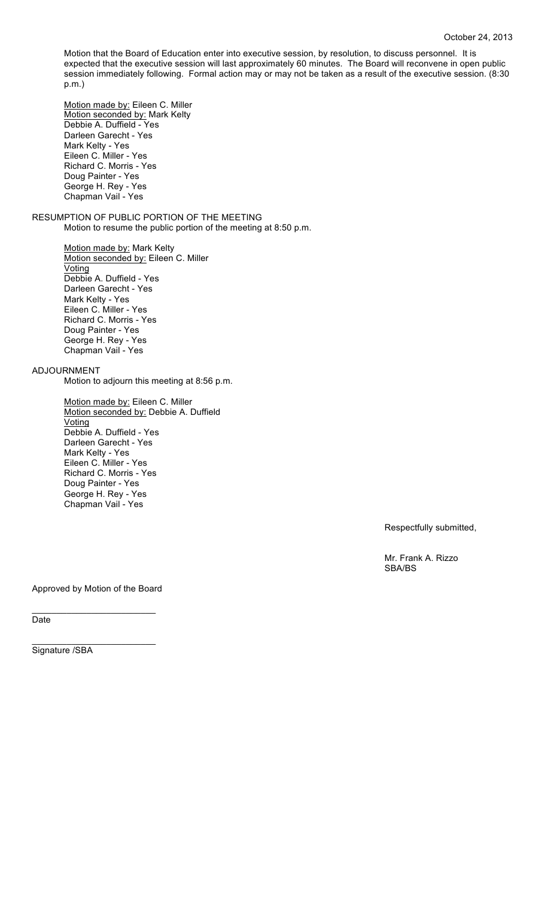Motion that the Board of Education enter into executive session, by resolution, to discuss personnel. It is expected that the executive session will last approximately 60 minutes. The Board will reconvene in open public session immediately following. Formal action may or may not be taken as a result of the executive session. (8:30 p.m.)

Motion made by: Eileen C. Miller
Motion seconded by: Mark Kelty
Debbie A. Duffield - Yes
Darleen Garecht - Yes
Mark Kelty - Yes
Eileen C. Miller - Yes
Richard C. Morris - Yes
Doug Painter - Yes
George H. Rey - Yes
Chapman Vail - Yes

RESUMPTION OF PUBLIC PORTION OF THE MEETING

Motion to resume the public portion of the meeting at 8:50 p.m.

Motion made by: Mark Kelty
Motion seconded by: Eileen C. Miller
Voting
Debbie A. Duffield - Yes
Darleen Garecht - Yes
Mark Kelty - Yes
Eileen C. Miller - Yes
Richard C. Morris - Yes
Doug Painter - Yes
George H. Rey - Yes
Chapman Vail - Yes

ADJOURNMENT

Motion to adjourn this meeting at 8:56 p.m.

Motion made by: Eileen C. Miller
Motion seconded by: Debbie A. Duffield
Voting
Debbie A. Duffield - Yes
Darleen Garecht - Yes
Mark Kelty - Yes
Eileen C. Miller - Yes
Richard C. Morris - Yes
Doug Painter - Yes
George H. Rey - Yes
Chapman Vail - Yes

Respectfully submitted,

Mr. Frank A. Rizzo
SBA/BS

Approved by Motion of the Board

\_\_\_\_\_\_\_\_\_\_\_\_\_\_\_\_\_\_\_\_\_\_\_\_\_
Date

\_\_\_\_\_\_\_\_\_\_\_\_\_\_\_\_\_\_\_\_\_\_\_\_\_
Signature /SBA